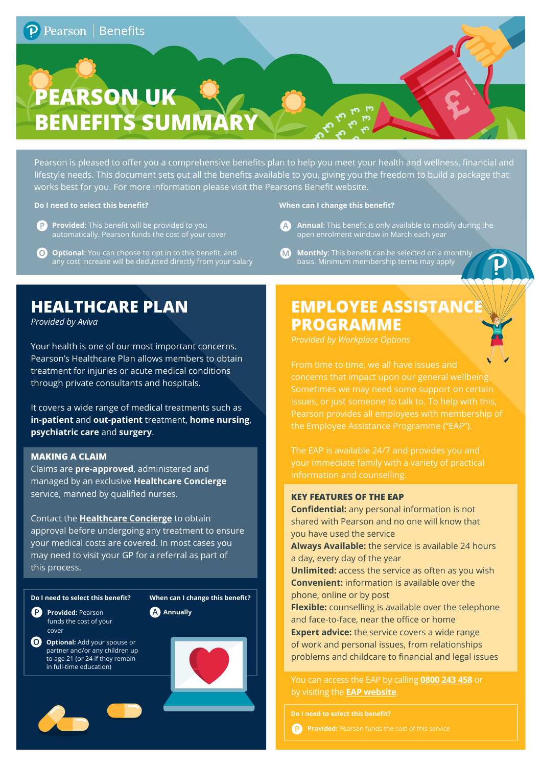Pearson | Benefits

# PEARSON UK BENEFITS SUMMARY

Pearson is pleased to offer you a comprehensive benefits plan to help you meet your health and wellness, financial and lifestyle needs. This document sets out all the benefits available to you, giving you the freedom to build a package that works best for you. For more information please visit the Pearsons Benefit website.

**Do I need to select this benefit?**

- **P** **Provided**: This benefit will be provided to you automatically. Pearson funds the cost of your cover
- **O** **Optional**: You can choose to opt in to this benefit, and any cost increase will be deducted directly from your salary

**When can I change this benefit?**

- **A** **Annual**: This benefit is only available to modify during the open enrolment window in March each year
- **M** **Monthly**: This benefit can be selected on a monthly basis. Minimum membership terms may apply

## HEALTHCARE PLAN

*Provided by Aviva*

Your health is one of our most important concerns. Pearson's Healthcare Plan allows members to obtain treatment for injuries or acute medical conditions through private consultants and hospitals.

It covers a wide range of medical treatments such as **in-patient** and **out-patient** treatment, **home nursing**, **psychiatric care** and **surgery**.

### MAKING A CLAIM

Claims are **pre-approved**, administered and managed by an exclusive **Healthcare Concierge** service, manned by qualified nurses.

Contact the **Healthcare Concierge** to obtain approval before undergoing any treatment to ensure your medical costs are covered. In most cases you may need to visit your GP for a referral as part of this process.

**Do I need to select this benefit?**

- **P** **Provided:** Pearson funds the cost of your cover
- **O** **Optional:** Add your spouse or partner and/or any children up to age 21 (or 24 if they remain in full-time education)

**When can I change this benefit?**

- **A** **Annually**

## EMPLOYEE ASSISTANCE PROGRAMME

*Provided by Workplace Options*

From time to time, we all have issues and concerns that impact upon our general wellbeing. Sometimes we may need some support on certain issues, or just someone to talk to. To help with this, Pearson provides all employees with membership of the Employee Assistance Programme ("EAP").

The EAP is available 24/7 and provides you and your immediate family with a variety of practical information and counselling.

### KEY FEATURES OF THE EAP

**Confidential:** any personal information is not shared with Pearson and no one will know that you have used the service
**Always Available:** the service is available 24 hours a day, every day of the year
**Unlimited:** access the service as often as you wish
**Convenient:** information is available over the phone, online or by post
**Flexible:** counselling is available over the telephone and face-to-face, near the office or home
**Expert advice:** the service covers a wide range of work and personal issues, from relationships problems and childcare to financial and legal issues

You can access the EAP by calling **0800 243 458** or by visiting the **EAP website**.

**Do I need to select this benefit?**

- **P** **Provided:** Pearson funds the cost of this service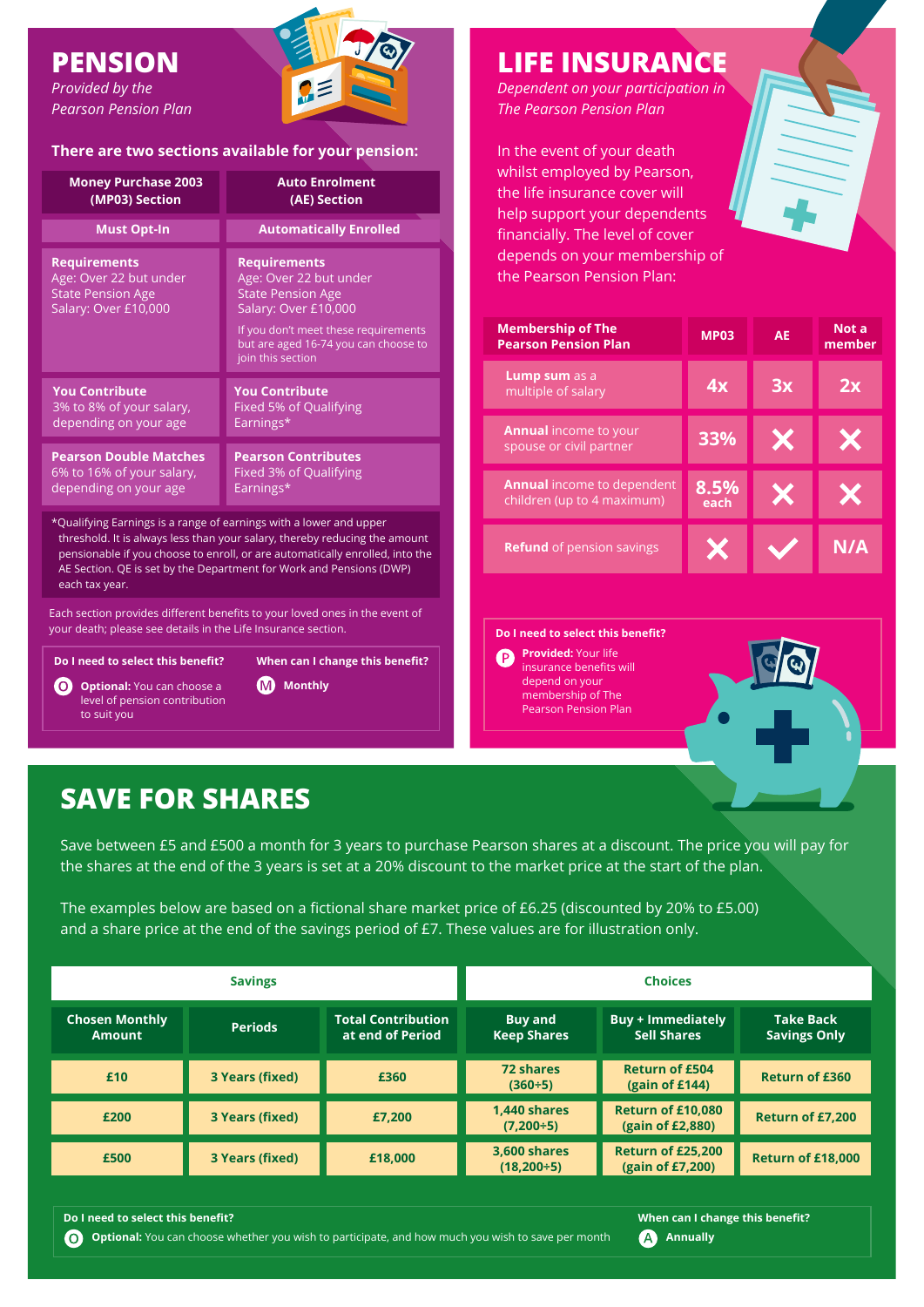# PENSION

*Provided by the Pearson Pension Plan*

**There are two sections available for your pension:**

| Money Purchase 2003 (MP03) Section | Auto Enrolment (AE) Section |
|---|---|
| **Must Opt-In** | **Automatically Enrolled** |
| **Requirements** Age: Over 22 but under State Pension Age Salary: Over £10,000 | **Requirements** Age: Over 22 but under State Pension Age Salary: Over £10,000 If you don't meet these requirements but are aged 16-74 you can choose to join this section |
| **You Contribute** 3% to 8% of your salary, depending on your age | **You Contribute** Fixed 5% of Qualifying Earnings* |
| **Pearson Double Matches** 6% to 16% of your salary, depending on your age | **Pearson Contributes** Fixed 3% of Qualifying Earnings* |

*Qualifying Earnings is a range of earnings with a lower and upper threshold. It is always less than your salary, thereby reducing the amount pensionable if you choose to enroll, or are automatically enrolled, into the AE Section. QE is set by the Department for Work and Pensions (DWP) each tax year.

Each section provides different benefits to your loved ones in the event of your death; please see details in the Life Insurance section.

**Do I need to select this benefit?**

**Optional:** You can choose a level of pension contribution to suit you

**When can I change this benefit?**

**Monthly**

# LIFE INSURANCE

*Dependent on your participation in The Pearson Pension Plan*

In the event of your death whilst employed by Pearson, the life insurance cover will help support your dependents financially. The level of cover depends on your membership of the Pearson Pension Plan:

| Membership of The Pearson Pension Plan | MP03 | AE | Not a member |
|---|---|---|---|
| **Lump sum** as a multiple of salary | 4x | 3x | 2x |
| **Annual** income to your spouse or civil partner | 33% | ✗ | ✗ |
| **Annual** income to dependent children (up to 4 maximum) | 8.5% each | ✗ | ✗ |
| **Refund** of pension savings | ✗ | ✓ | N/A |

**Do I need to select this benefit?**

**Provided:** Your life insurance benefits will depend on your membership of The Pearson Pension Plan

# SAVE FOR SHARES

Save between £5 and £500 a month for 3 years to purchase Pearson shares at a discount. The price you will pay for the shares at the end of the 3 years is set at a 20% discount to the market price at the start of the plan.

The examples below are based on a fictional share market price of £6.25 (discounted by 20% to £5.00) and a share price at the end of the savings period of £7. These values are for illustration only.

| Savings | | | Choices | | |
|---|---|---|---|---|---|
| **Chosen Monthly Amount** | **Periods** | **Total Contribution at end of Period** | **Buy and Keep Shares** | **Buy + Immediately Sell Shares** | **Take Back Savings Only** |
| £10 | 3 Years (fixed) | £360 | 72 shares (360÷5) | Return of £504 (gain of £144) | Return of £360 |
| £200 | 3 Years (fixed) | £7,200 | 1,440 shares (7,200÷5) | Return of £10,080 (gain of £2,880) | Return of £7,200 |
| £500 | 3 Years (fixed) | £18,000 | 3,600 shares (18,200÷5) | Return of £25,200 (gain of £7,200) | Return of £18,000 |

**Do I need to select this benefit?**

**Optional:** You can choose whether you wish to participate, and how much you wish to save per month

**When can I change this benefit?**

**Annually**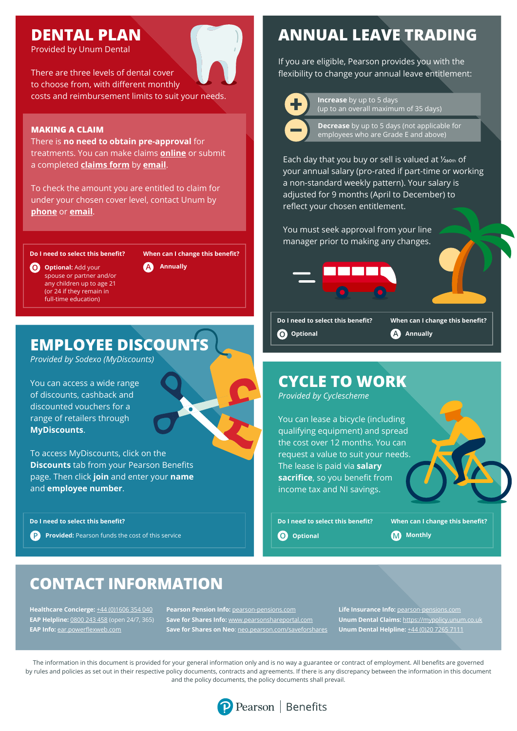# DENTAL PLAN

Provided by Unum Dental

There are three levels of dental cover to choose from, with different monthly costs and reimbursement limits to suit your needs.

**MAKING A CLAIM**

There is **no need to obtain pre-approval** for treatments. You can make claims **online** or submit a completed **claims form** by **email**.

To check the amount you are entitled to claim for under your chosen cover level, contact Unum by **phone** or **email**.

**Do I need to select this benefit?**

O **Optional:** Add your spouse or partner and/or any children up to age 21 (or 24 if they remain in full-time education)

**When can I change this benefit?**

A **Annually**

# EMPLOYEE DISCOUNTS

*Provided by Sodexo (MyDiscounts)*

You can access a wide range of discounts, cashback and discounted vouchers for a range of retailers through **MyDiscounts**.

To access MyDiscounts, click on the **Discounts** tab from your Pearson Benefits page. Then click **join** and enter your **name** and **employee number**.

**Do I need to select this benefit?**

P **Provided:** Pearson funds the cost of this service

# ANNUAL LEAVE TRADING

If you are eligible, Pearson provides you with the flexibility to change your annual leave entitlement:

- **Increase** by up to 5 days (up to an overall maximum of 35 days)
- **Decrease** by up to 5 days (not applicable for employees who are Grade E and above)

Each day that you buy or sell is valued at 1/260th of your annual salary (pro-rated if part-time or working a non-standard weekly pattern). Your salary is adjusted for 9 months (April to December) to reflect your chosen entitlement.

You must seek approval from your line manager prior to making any changes.

**Do I need to select this benefit?**

O **Optional**

**When can I change this benefit?**

A **Annually**

# CYCLE TO WORK

*Provided by Cyclescheme*

You can lease a bicycle (including qualifying equipment) and spread the cost over 12 months. You can request a value to suit your needs. The lease is paid via **salary sacrifice**, so you benefit from income tax and NI savings.

**Do I need to select this benefit?**

O **Optional**

**When can I change this benefit?**

M **Monthly**

# CONTACT INFORMATION

**Healthcare Concierge:** +44 (0)1606 354 040
**EAP Helpline:** 0800 243 458 (open 24/7, 365)
**EAP Info:** ear.powerflexweb.com

**Pearson Pension Info:** pearson-pensions.com
**Save for Shares Info:** www.pearsonshareportal.com
**Save for Shares on Neo:** neo.pearson.com/saveforshares

**Life Insurance Info:** pearson-pensions.com
**Unum Dental Claims:** https://mypolicy.unum.co.uk
**Unum Dental Helpline:** +44 (0)20 7265 7111

The information in this document is provided for your general information only and is no way a guarantee or contract of employment. All benefits are governed by rules and policies as set out in their respective policy documents, contracts and agreements. If there is any discrepancy between the information in this document and the policy documents, the policy documents shall prevail.

Pearson | Benefits